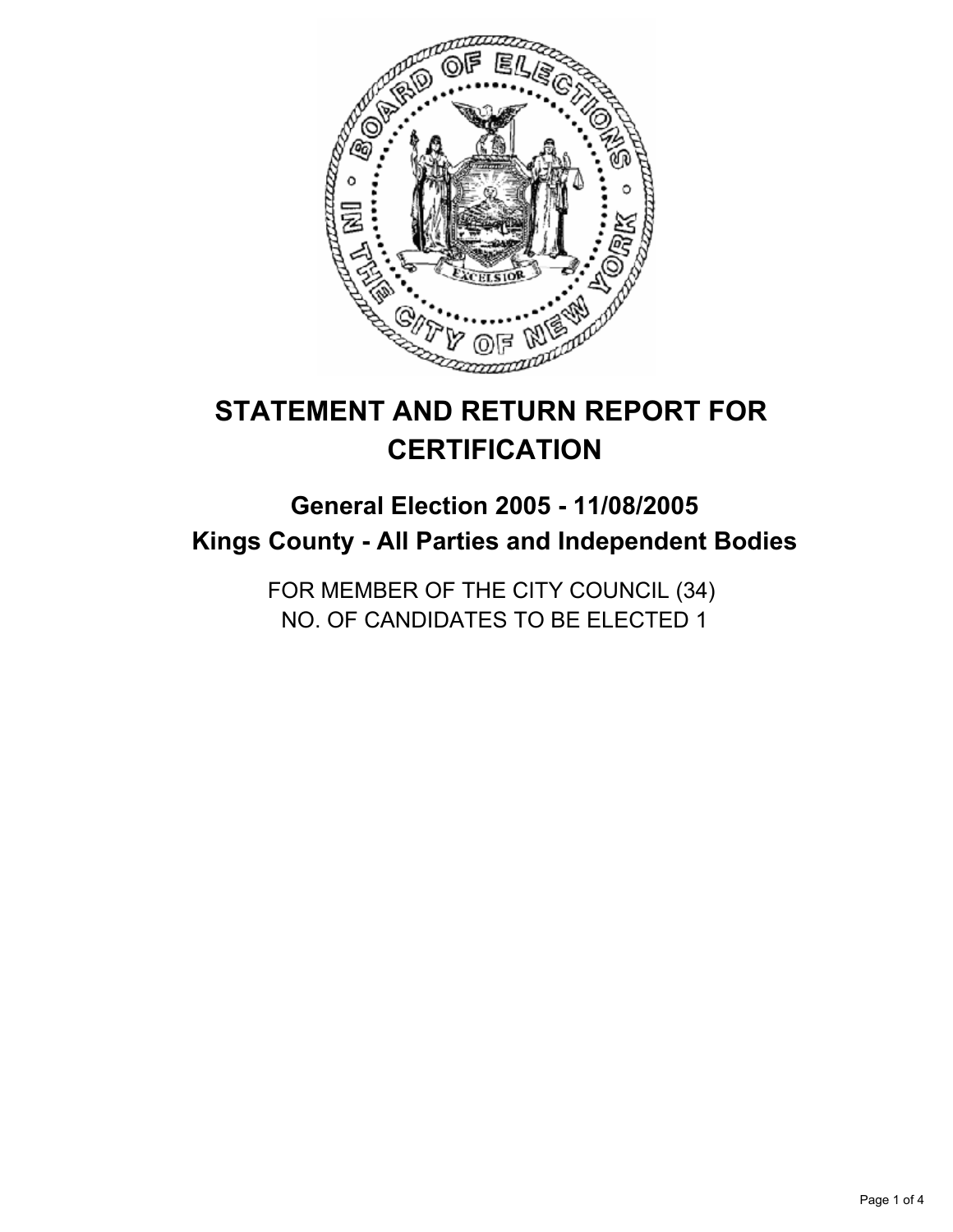# STATEMENT AND RETURN REPORT FOR CERTIFICATION

## General Election 2005 - 11/08/2005
## Kings County - All Parties and Independent Bodies

FOR MEMBER OF THE CITY COUNCIL (34)
NO. OF CANDIDATES TO BE ELECTED 1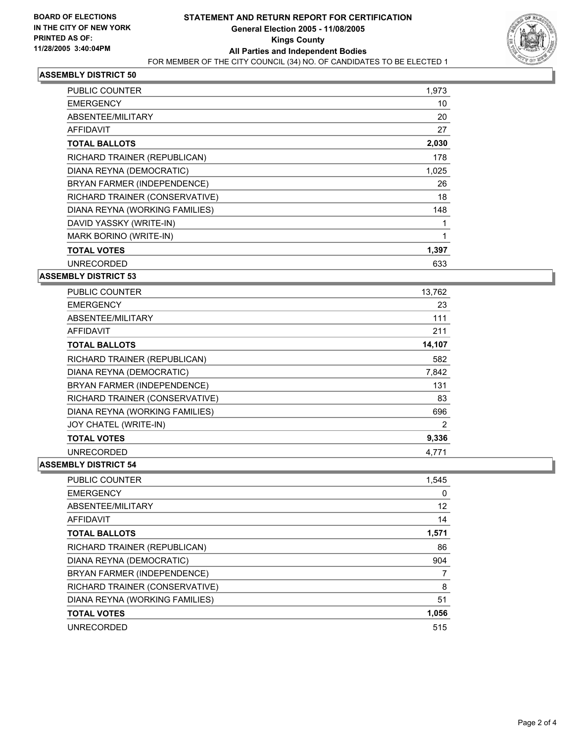BOARD OF ELECTIONS
IN THE CITY OF NEW YORK
PRINTED AS OF:
11/28/2005 3:40:04PM

# STATEMENT AND RETURN REPORT FOR CERTIFICATION
## General Election 2005 - 11/08/2005
## Kings County
## All Parties and Independent Bodies
FOR MEMBER OF THE CITY COUNCIL (34) NO. OF CANDIDATES TO BE ELECTED 1

### ASSEMBLY DISTRICT 50

| | |
|---|---|
| PUBLIC COUNTER | 1,973 |
| EMERGENCY | 10 |
| ABSENTEE/MILITARY | 20 |
| AFFIDAVIT | 27 |
| **TOTAL BALLOTS** | **2,030** |
| RICHARD TRAINER (REPUBLICAN) | 178 |
| DIANA REYNA (DEMOCRATIC) | 1,025 |
| BRYAN FARMER (INDEPENDENCE) | 26 |
| RICHARD TRAINER (CONSERVATIVE) | 18 |
| DIANA REYNA (WORKING FAMILIES) | 148 |
| DAVID YASSKY (WRITE-IN) | 1 |
| MARK BORINO (WRITE-IN) | 1 |
| **TOTAL VOTES** | **1,397** |
| UNRECORDED | 633 |

### ASSEMBLY DISTRICT 53

| | |
|---|---|
| PUBLIC COUNTER | 13,762 |
| EMERGENCY | 23 |
| ABSENTEE/MILITARY | 111 |
| AFFIDAVIT | 211 |
| **TOTAL BALLOTS** | **14,107** |
| RICHARD TRAINER (REPUBLICAN) | 582 |
| DIANA REYNA (DEMOCRATIC) | 7,842 |
| BRYAN FARMER (INDEPENDENCE) | 131 |
| RICHARD TRAINER (CONSERVATIVE) | 83 |
| DIANA REYNA (WORKING FAMILIES) | 696 |
| JOY CHATEL (WRITE-IN) | 2 |
| **TOTAL VOTES** | **9,336** |
| UNRECORDED | 4,771 |

### ASSEMBLY DISTRICT 54

| | |
|---|---|
| PUBLIC COUNTER | 1,545 |
| EMERGENCY | 0 |
| ABSENTEE/MILITARY | 12 |
| AFFIDAVIT | 14 |
| **TOTAL BALLOTS** | **1,571** |
| RICHARD TRAINER (REPUBLICAN) | 86 |
| DIANA REYNA (DEMOCRATIC) | 904 |
| BRYAN FARMER (INDEPENDENCE) | 7 |
| RICHARD TRAINER (CONSERVATIVE) | 8 |
| DIANA REYNA (WORKING FAMILIES) | 51 |
| **TOTAL VOTES** | **1,056** |
| UNRECORDED | 515 |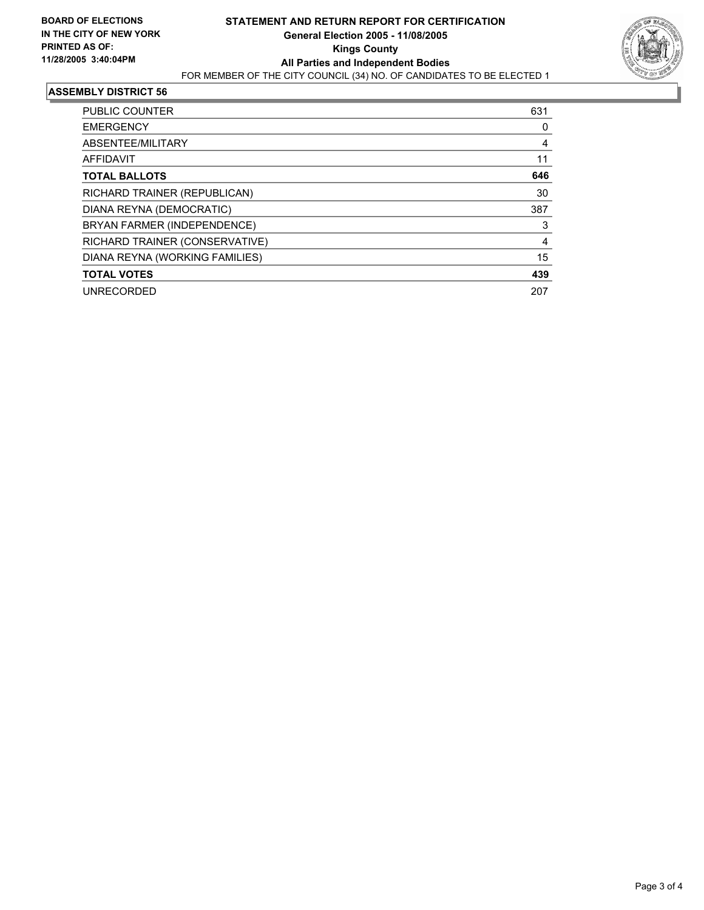**BOARD OF ELECTIONS IN THE CITY OF NEW YORK PRINTED AS OF: 11/28/2005 3:40:04PM**

# STATEMENT AND RETURN REPORT FOR CERTIFICATION
## General Election 2005 - 11/08/2005
## Kings County
## All Parties and Independent Bodies

FOR MEMBER OF THE CITY COUNCIL (34) NO. OF CANDIDATES TO BE ELECTED 1

### ASSEMBLY DISTRICT 56

| | |
|---|---|
| PUBLIC COUNTER | 631 |
| EMERGENCY | 0 |
| ABSENTEE/MILITARY | 4 |
| AFFIDAVIT | 11 |
| **TOTAL BALLOTS** | **646** |
| RICHARD TRAINER (REPUBLICAN) | 30 |
| DIANA REYNA (DEMOCRATIC) | 387 |
| BRYAN FARMER (INDEPENDENCE) | 3 |
| RICHARD TRAINER (CONSERVATIVE) | 4 |
| DIANA REYNA (WORKING FAMILIES) | 15 |
| **TOTAL VOTES** | **439** |
| UNRECORDED | 207 |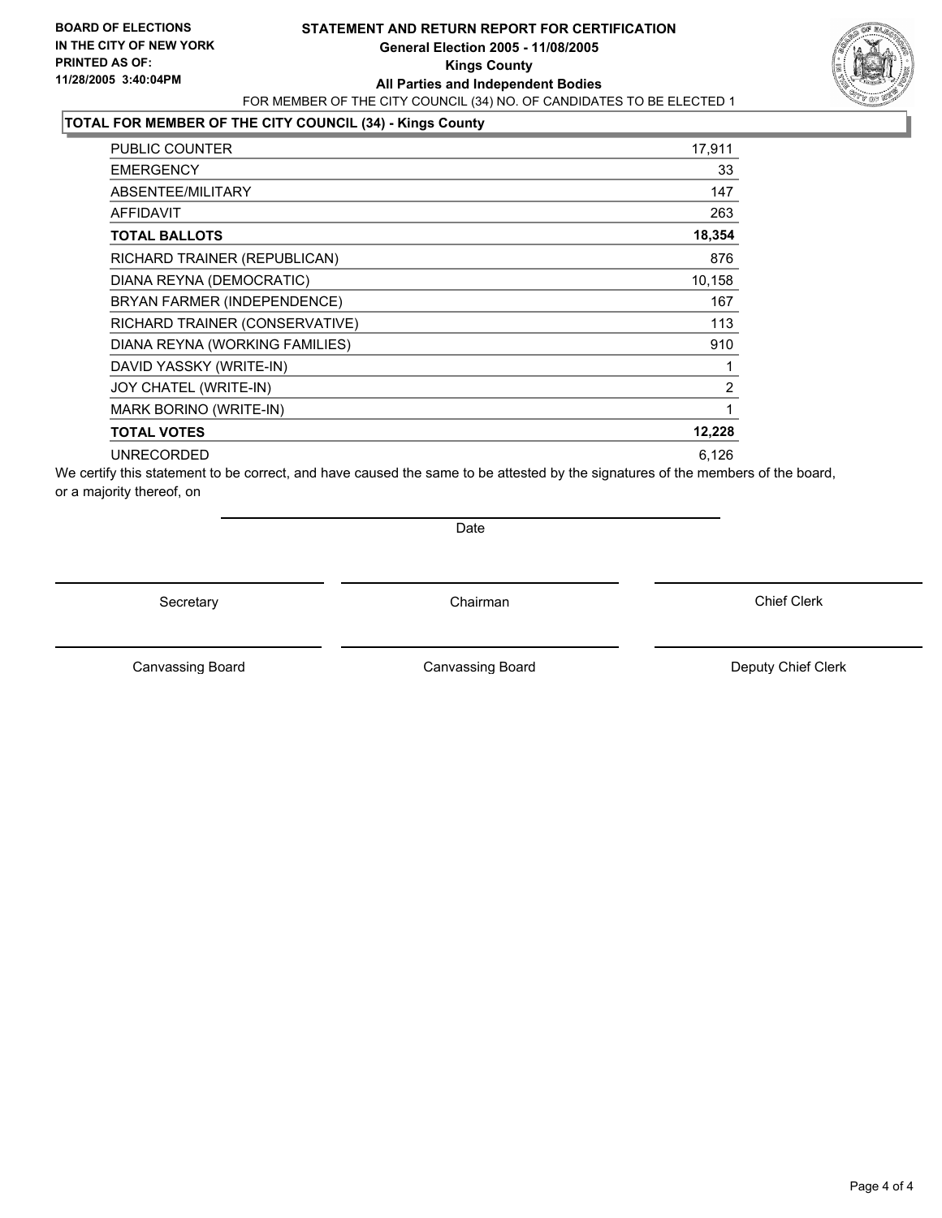**BOARD OF ELECTIONS IN THE CITY OF NEW YORK PRINTED AS OF: 11/28/2005 3:40:04PM**

# STATEMENT AND RETURN REPORT FOR CERTIFICATION

**General Election 2005 - 11/08/2005**
**Kings County**
**All Parties and Independent Bodies**

FOR MEMBER OF THE CITY COUNCIL (34) NO. OF CANDIDATES TO BE ELECTED 1

## TOTAL FOR MEMBER OF THE CITY COUNCIL (34) - Kings County

| | |
|---|---|
| PUBLIC COUNTER | 17,911 |
| EMERGENCY | 33 |
| ABSENTEE/MILITARY | 147 |
| AFFIDAVIT | 263 |
| **TOTAL BALLOTS** | **18,354** |
| RICHARD TRAINER (REPUBLICAN) | 876 |
| DIANA REYNA (DEMOCRATIC) | 10,158 |
| BRYAN FARMER (INDEPENDENCE) | 167 |
| RICHARD TRAINER (CONSERVATIVE) | 113 |
| DIANA REYNA (WORKING FAMILIES) | 910 |
| DAVID YASSKY (WRITE-IN) | 1 |
| JOY CHATEL (WRITE-IN) | 2 |
| MARK BORINO (WRITE-IN) | 1 |
| **TOTAL VOTES** | **12,228** |
| UNRECORDED | 6,126 |

We certify this statement to be correct, and have caused the same to be attested by the signatures of the members of the board, or a majority thereof, on

Date

Secretary

Chairman

Chief Clerk

Canvassing Board

Canvassing Board

Deputy Chief Clerk